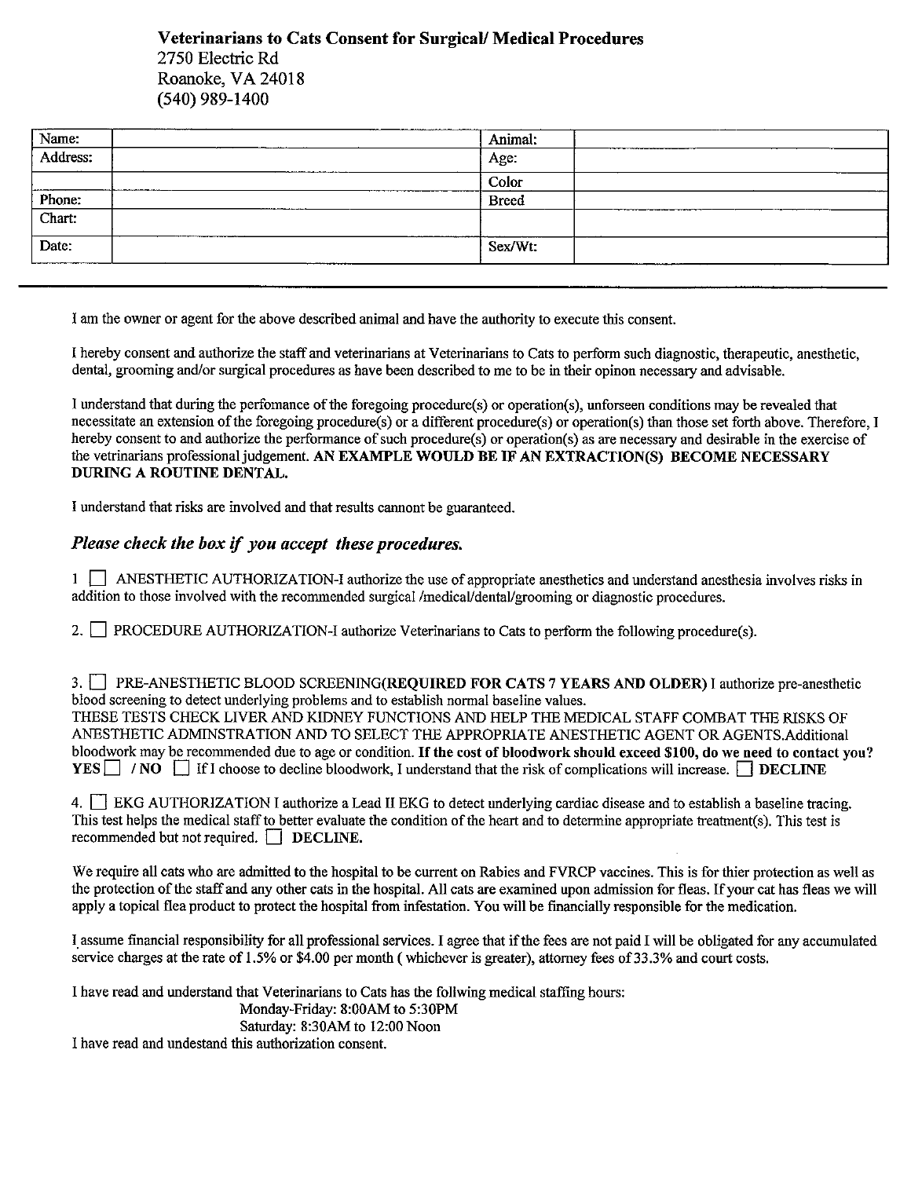**Veterinarians to Cats Consent for Surgical/ Medical Procedures**
2750 Electric Rd
Roanoke, VA 24018
(540) 989-1400

| Name: | | Animal: | |
|---|---|---|---|
| Address: | | Age: | |
| | | Color | |
| Phone: | | Breed | |
| Chart: | | | |
| Date: | | Sex/Wt: | |

I am the owner or agent for the above described animal and have the authority to execute this consent.

I hereby consent and authorize the staff and veterinarians at Veterinarians to Cats to perform such diagnostic, therapeutic, anesthetic, dental, grooming and/or surgical procedures as have been described to me to be in their opinon necessary and advisable.

I understand that during the perfomance of the foregoing procedure(s) or operation(s), unforseen conditions may be revealed that necessitate an extension of the foregoing procedure(s) or a different procedure(s) or operation(s) than those set forth above. Therefore, I hereby consent to and authorize the performance of such procedure(s) or operation(s) as are necessary and desirable in the exercise of the vetrinarians professional judgement. **AN EXAMPLE WOULD BE IF AN EXTRACTION(S) BECOME NECESSARY DURING A ROUTINE DENTAL.**

I understand that risks are involved and that results cannot be guaranteed.

***Please check the box if you accept these procedures.***

1 ☐ ANESTHETIC AUTHORIZATION-I authorize the use of appropriate anesthetics and understand anesthesia involves risks in addition to those involved with the recommended surgical /medical/dental/grooming or diagnostic procedures.

2. ☐ PROCEDURE AUTHORIZATION-I authorize Veterinarians to Cats to perform the following procedure(s).

3. ☐ PRE-ANESTHETIC BLOOD SCREENING(**REQUIRED FOR CATS 7 YEARS AND OLDER**) I authorize pre-anesthetic blood screening to detect underlying problems and to establish normal baseline values.
THESE TESTS CHECK LIVER AND KIDNEY FUNCTIONS AND HELP THE MEDICAL STAFF COMBAT THE RISKS OF ANESTHETIC ADMINSTRATION AND TO SELECT THE APPROPRIATE ANESTHETIC AGENT OR AGENTS.Additional bloodwork may be recommended due to age or condition. **If the cost of bloodwork should exceed $100, do we need to contact you?** **YES** ☐ / **NO** ☐ If I choose to decline bloodwork, I understand that the risk of complications will increase. ☐ **DECLINE**

4. ☐ EKG AUTHORIZATION I authorize a Lead II EKG to detect underlying cardiac disease and to establish a baseline tracing. This test helps the medical staff to better evaluate the condition of the heart and to determine appropriate treatment(s). This test is recommended but not required. ☐ **DECLINE.**

We require all cats who are admitted to the hospital to be current on Rabies and FVRCP vaccines. This is for thier protection as well as the protection of the staff and any other cats in the hospital. All cats are examined upon admission for fleas. If your cat has fleas we will apply a topical flea product to protect the hospital from infestation. You will be financially responsible for the medication.

I assume financial responsibility for all professional services. I agree that if the fees are not paid I will be obligated for any accumulated service charges at the rate of 1.5% or $4.00 per month ( whichever is greater), attorney fees of 33.3% and court costs.

I have read and understand that Veterinarians to Cats has the follwing medical staffing hours:

Monday-Friday: 8:00AM to 5:30PM
Saturday: 8:30AM to 12:00 Noon

I have read and undestand this authorization consent.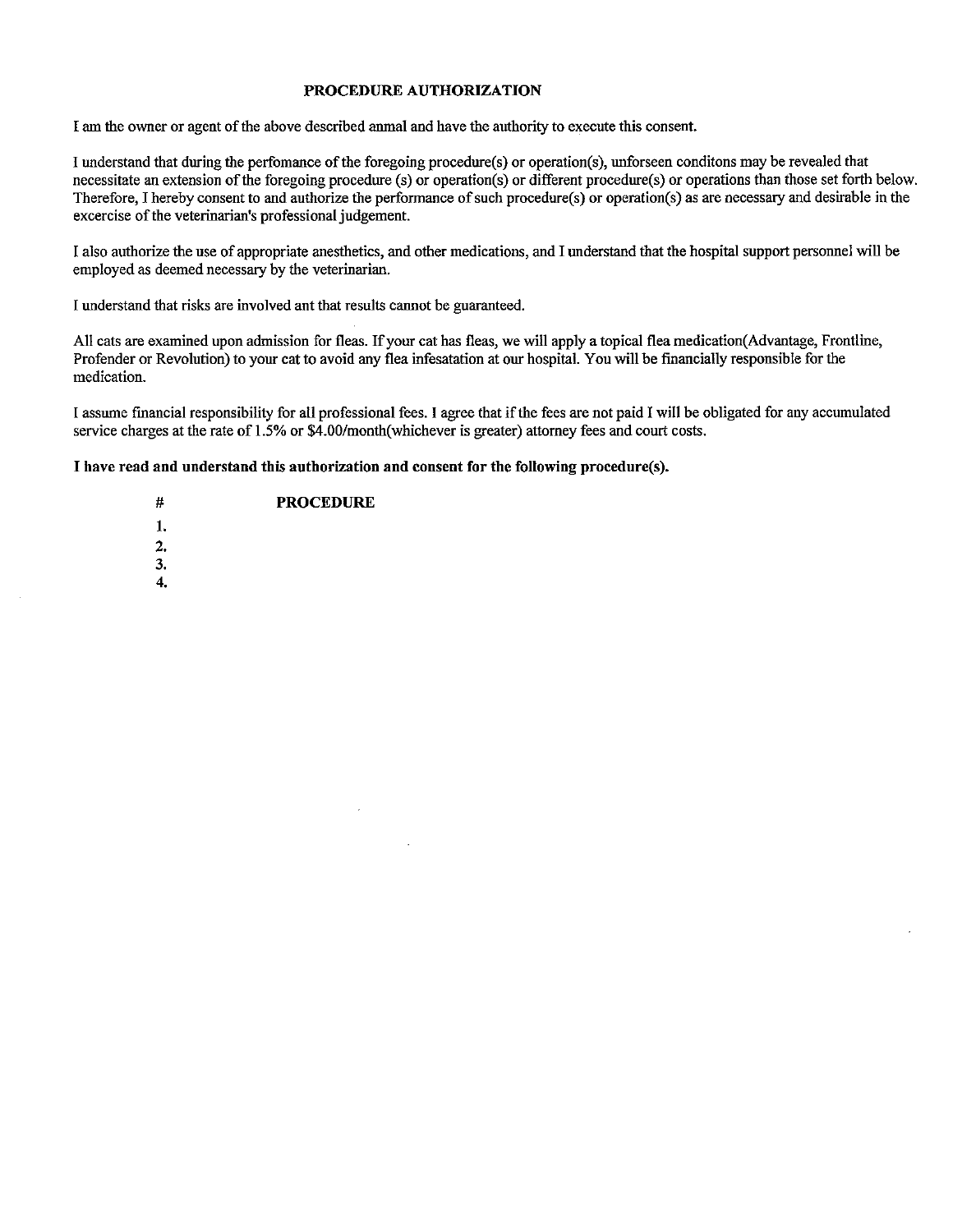## PROCEDURE AUTHORIZATION

I am the owner or agent of the above described anmal and have the authority to execute this consent.

I understand that during the perfomance of the foregoing procedure(s) or operation(s), unforseen conditons may be revealed that necessitate an extension of the foregoing procedure (s) or operation(s) or different procedure(s) or operations than those set forth below. Therefore, I hereby consent to and authorize the performance of such procedure(s) or operation(s) as are necessary and desirable in the excercise of the veterinarian's professional judgement.

I also authorize the use of appropriate anesthetics, and other medications, and I understand that the hospital support personnel will be employed as deemed necessary by the veterinarian.

I understand that risks are involved ant that results cannot be guaranteed.

All cats are examined upon admission for fleas. If your cat has fleas, we will apply a topical flea medication(Advantage, Frontline, Profender or Revolution) to your cat to avoid any flea infesatation at our hospital. You will be financially responsible for the medication.

I assume financial responsibility for all professional fees. I agree that if the fees are not paid I will be obligated for any accumulated service charges at the rate of 1.5% or $4.00/month(whichever is greater) attorney fees and court costs.

**I have read and understand this authorization and consent for the following procedure(s).**

| # | PROCEDURE |
|---|---|
| 1. | |
| 2. | |
| 3. | |
| 4. | |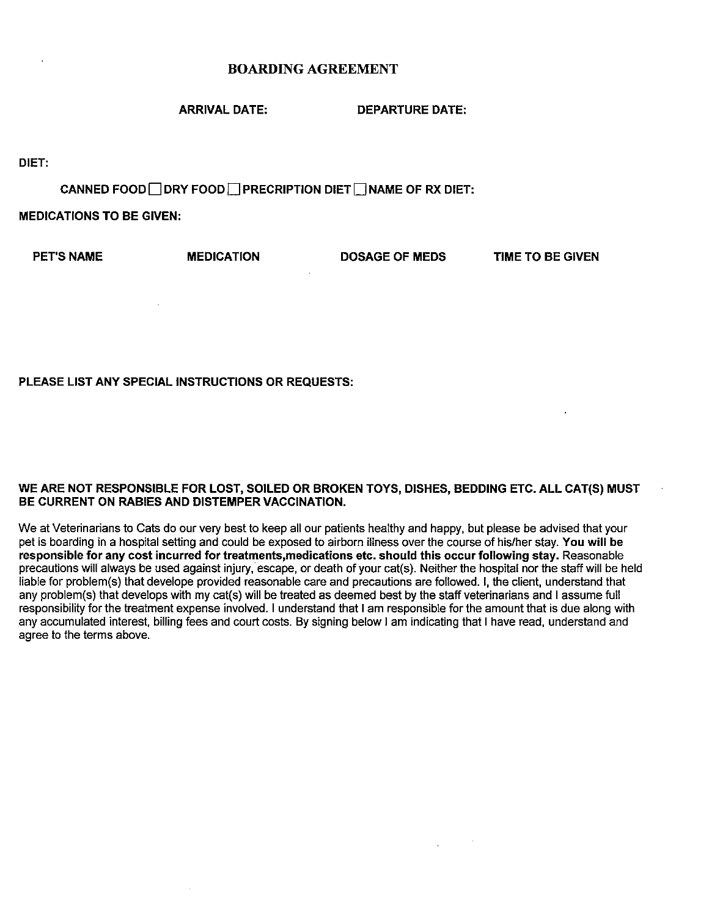# BOARDING AGREEMENT

**ARRIVAL DATE:** **DEPARTURE DATE:**

**DIET:**

**CANNED FOOD ☐ DRY FOOD ☐ PRECRIPTION DIET ☐ NAME OF RX DIET:**

**MEDICATIONS TO BE GIVEN:**

| PET'S NAME | MEDICATION | DOSAGE OF MEDS | TIME TO BE GIVEN |
|---|---|---|---|
| | | | |

**PLEASE LIST ANY SPECIAL INSTRUCTIONS OR REQUESTS:**

**WE ARE NOT RESPONSIBLE FOR LOST, SOILED OR BROKEN TOYS, DISHES, BEDDING ETC. ALL CAT(S) MUST BE CURRENT ON RABIES AND DISTEMPER VACCINATION.**

We at Veterinarians to Cats do our very best to keep all our patients healthy and happy, but please be advised that your pet is boarding in a hospital setting and could be exposed to airborn illness over the course of his/her stay. **You will be responsible for any cost incurred for treatments,medications etc. should this occur following stay.** Reasonable precautions will always be used against injury, escape, or death of your cat(s). Neither the hospital nor the staff will be held liable for problem(s) that develope provided reasonable care and precautions are followed. I, the client, understand that any problem(s) that develops with my cat(s) will be treated as deemed best by the staff veterinarians and I assume full responsibility for the treatment expense involved. I understand that I am responsible for the amount that is due along with any accumulated interest, billing fees and court costs. By signing below I am indicating that I have read, understand and agree to the terms above.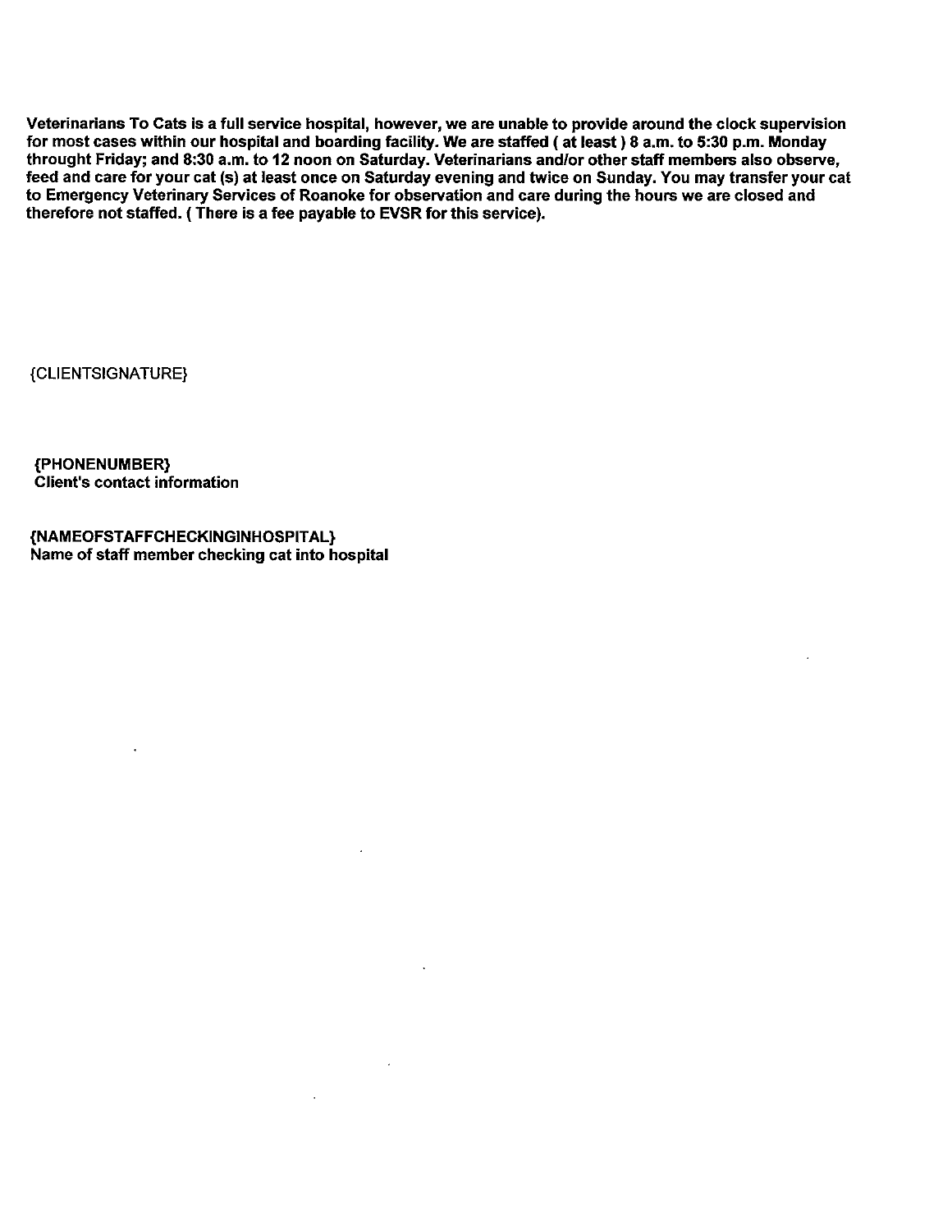**Veterinarians To Cats is a full service hospital, however, we are unable to provide around the clock supervision for most cases within our hospital and boarding facility. We are staffed ( at least ) 8 a.m. to 5:30 p.m. Monday throught Friday; and 8:30 a.m. to 12 noon on Saturday. Veterinarians and/or other staff members also observe, feed and care for your cat (s) at least once on Saturday evening and twice on Sunday. You may transfer your cat to Emergency Veterinary Services of Roanoke for observation and care during the hours we are closed and therefore not staffed. ( There is a fee payable to EVSR for this service).**

{CLIENTSIGNATURE}

**{PHONENUMBER}**
**Client's contact information**

**{NAMEOFSTAFFCHECKINGINHOSPITAL}**
**Name of staff member checking cat into hospital**